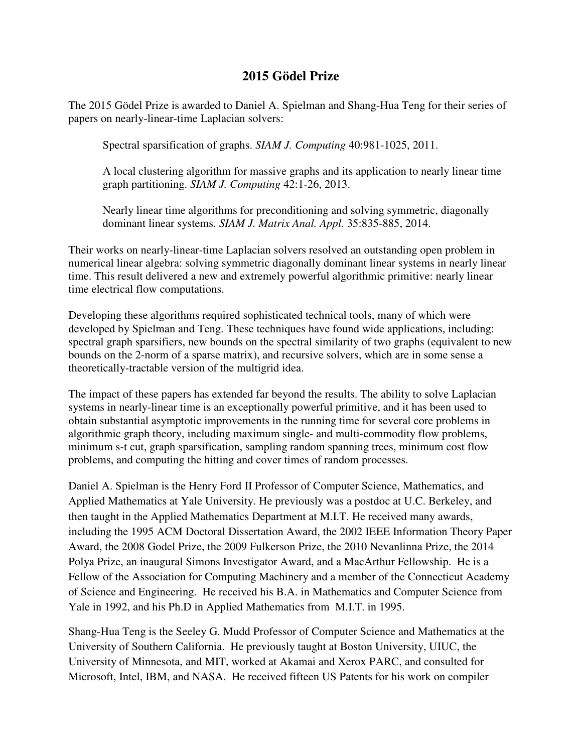# 2015 Gödel Prize

The 2015 Gödel Prize is awarded to Daniel A. Spielman and Shang-Hua Teng for their series of papers on nearly-linear-time Laplacian solvers:

> Spectral sparsification of graphs. *SIAM J. Computing* 40:981-1025, 2011.
>
> A local clustering algorithm for massive graphs and its application to nearly linear time graph partitioning. *SIAM J. Computing* 42:1-26, 2013.
>
> Nearly linear time algorithms for preconditioning and solving symmetric, diagonally dominant linear systems. *SIAM J. Matrix Anal. Appl.* 35:835-885, 2014.

Their works on nearly-linear-time Laplacian solvers resolved an outstanding open problem in numerical linear algebra: solving symmetric diagonally dominant linear systems in nearly linear time. This result delivered a new and extremely powerful algorithmic primitive: nearly linear time electrical flow computations.

Developing these algorithms required sophisticated technical tools, many of which were developed by Spielman and Teng. These techniques have found wide applications, including: spectral graph sparsifiers, new bounds on the spectral similarity of two graphs (equivalent to new bounds on the 2-norm of a sparse matrix), and recursive solvers, which are in some sense a theoretically-tractable version of the multigrid idea.

The impact of these papers has extended far beyond the results. The ability to solve Laplacian systems in nearly-linear time is an exceptionally powerful primitive, and it has been used to obtain substantial asymptotic improvements in the running time for several core problems in algorithmic graph theory, including maximum single- and multi-commodity flow problems, minimum s-t cut, graph sparsification, sampling random spanning trees, minimum cost flow problems, and computing the hitting and cover times of random processes.

Daniel A. Spielman is the Henry Ford II Professor of Computer Science, Mathematics, and Applied Mathematics at Yale University. He previously was a postdoc at U.C. Berkeley, and then taught in the Applied Mathematics Department at M.I.T. He received many awards, including the 1995 ACM Doctoral Dissertation Award, the 2002 IEEE Information Theory Paper Award, the 2008 Godel Prize, the 2009 Fulkerson Prize, the 2010 Nevanlinna Prize, the 2014 Polya Prize, an inaugural Simons Investigator Award, and a MacArthur Fellowship. He is a Fellow of the Association for Computing Machinery and a member of the Connecticut Academy of Science and Engineering. He received his B.A. in Mathematics and Computer Science from Yale in 1992, and his Ph.D in Applied Mathematics from M.I.T. in 1995.

Shang-Hua Teng is the Seeley G. Mudd Professor of Computer Science and Mathematics at the University of Southern California. He previously taught at Boston University, UIUC, the University of Minnesota, and MIT, worked at Akamai and Xerox PARC, and consulted for Microsoft, Intel, IBM, and NASA. He received fifteen US Patents for his work on compiler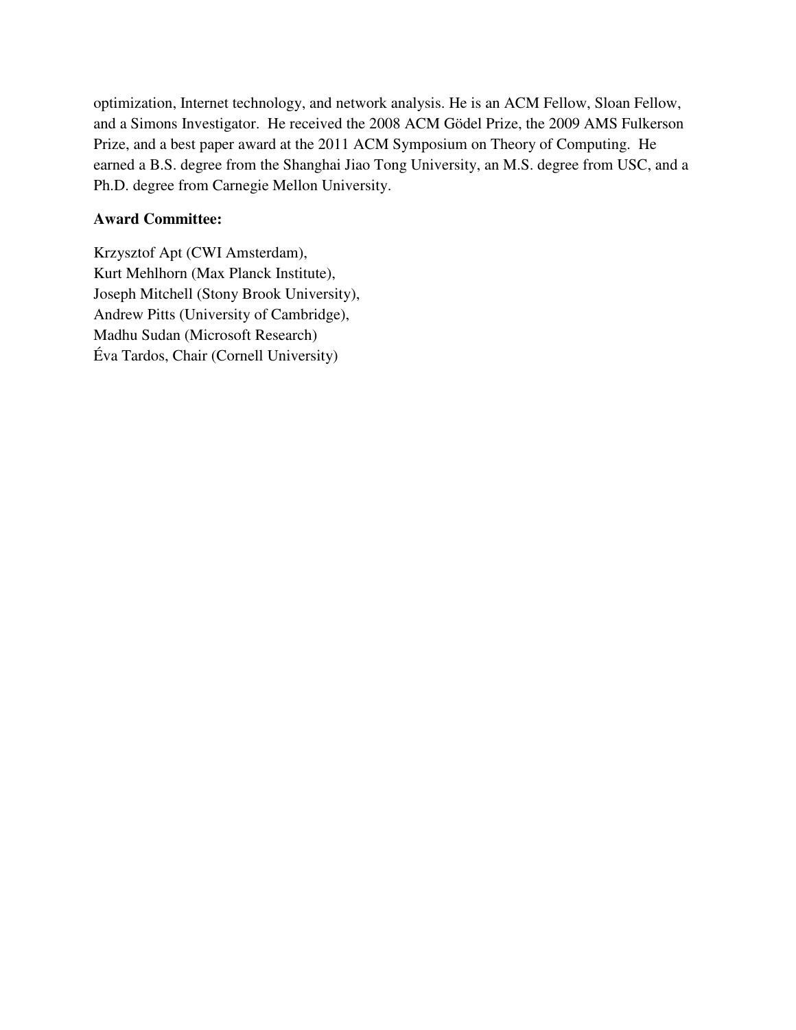optimization, Internet technology, and network analysis. He is an ACM Fellow, Sloan Fellow, and a Simons Investigator. He received the 2008 ACM Gödel Prize, the 2009 AMS Fulkerson Prize, and a best paper award at the 2011 ACM Symposium on Theory of Computing. He earned a B.S. degree from the Shanghai Jiao Tong University, an M.S. degree from USC, and a Ph.D. degree from Carnegie Mellon University.

**Award Committee:**

Krzysztof Apt (CWI Amsterdam),
Kurt Mehlhorn (Max Planck Institute),
Joseph Mitchell (Stony Brook University),
Andrew Pitts (University of Cambridge),
Madhu Sudan (Microsoft Research)
Éva Tardos, Chair (Cornell University)